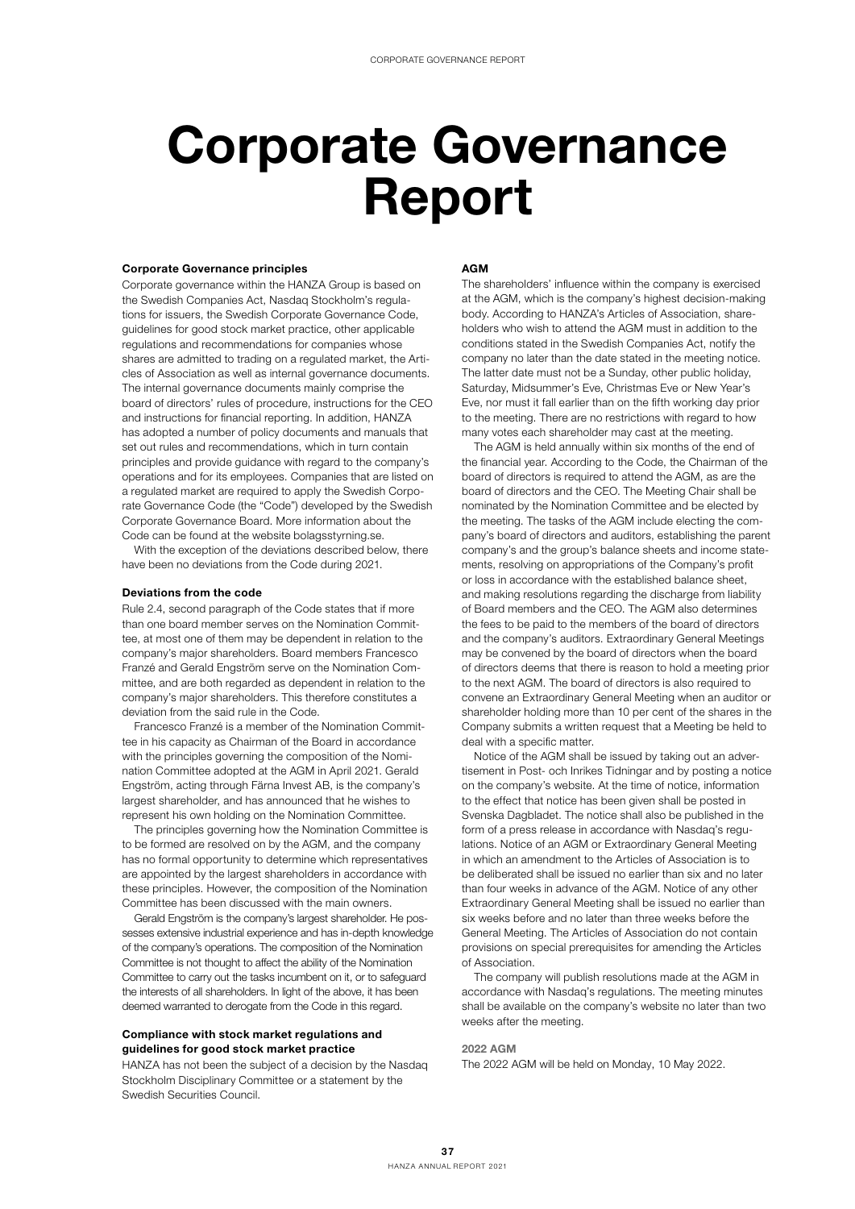# Corporate Governance Report

### Corporate Governance principles

Corporate governance within the HANZA Group is based on the Swedish Companies Act, Nasdaq Stockholm's regulations for issuers, the Swedish Corporate Governance Code, guidelines for good stock market practice, other applicable regulations and recommendations for companies whose shares are admitted to trading on a regulated market, the Articles of Association as well as internal governance documents. The internal governance documents mainly comprise the board of directors' rules of procedure, instructions for the CEO and instructions for financial reporting. In addition, HANZA has adopted a number of policy documents and manuals that set out rules and recommendations, which in turn contain principles and provide guidance with regard to the company's operations and for its employees. Companies that are listed on a regulated market are required to apply the Swedish Corporate Governance Code (the "Code") developed by the Swedish Corporate Governance Board. More information about the Code can be found at the website bolagsstyrning.se.

With the exception of the deviations described below, there have been no deviations from the Code during 2021.

### Deviations from the code

Rule 2.4, second paragraph of the Code states that if more than one board member serves on the Nomination Committee, at most one of them may be dependent in relation to the company's major shareholders. Board members Francesco Franzé and Gerald Engström serve on the Nomination Committee, and are both regarded as dependent in relation to the company's major shareholders. This therefore constitutes a deviation from the said rule in the Code.

Francesco Franzé is a member of the Nomination Committee in his capacity as Chairman of the Board in accordance with the principles governing the composition of the Nomination Committee adopted at the AGM in April 2021. Gerald Engström, acting through Färna Invest AB, is the company's largest shareholder, and has announced that he wishes to represent his own holding on the Nomination Committee.

The principles governing how the Nomination Committee is to be formed are resolved on by the AGM, and the company has no formal opportunity to determine which representatives are appointed by the largest shareholders in accordance with these principles. However, the composition of the Nomination Committee has been discussed with the main owners.

Gerald Engström is the company's largest shareholder. He possesses extensive industrial experience and has in-depth knowledge of the company's operations. The composition of the Nomination Committee is not thought to affect the ability of the Nomination Committee to carry out the tasks incumbent on it, or to safeguard the interests of all shareholders. In light of the above, it has been deemed warranted to derogate from the Code in this regard.

### Compliance with stock market regulations and guidelines for good stock market practice

HANZA has not been the subject of a decision by the Nasdaq Stockholm Disciplinary Committee or a statement by the Swedish Securities Council.

### AGM

The shareholders' influence within the company is exercised at the AGM, which is the company's highest decision-making body. According to HANZA's Articles of Association, shareholders who wish to attend the AGM must in addition to the conditions stated in the Swedish Companies Act, notify the company no later than the date stated in the meeting notice. The latter date must not be a Sunday, other public holiday, Saturday, Midsummer's Eve, Christmas Eve or New Year's Eve, nor must it fall earlier than on the fifth working day prior to the meeting. There are no restrictions with regard to how many votes each shareholder may cast at the meeting.

The AGM is held annually within six months of the end of the financial year. According to the Code, the Chairman of the board of directors is required to attend the AGM, as are the board of directors and the CEO. The Meeting Chair shall be nominated by the Nomination Committee and be elected by the meeting. The tasks of the AGM include electing the company's board of directors and auditors, establishing the parent company's and the group's balance sheets and income statements, resolving on appropriations of the Company's profit or loss in accordance with the established balance sheet, and making resolutions regarding the discharge from liability of Board members and the CEO. The AGM also determines the fees to be paid to the members of the board of directors and the company's auditors. Extraordinary General Meetings may be convened by the board of directors when the board of directors deems that there is reason to hold a meeting prior to the next AGM. The board of directors is also required to convene an Extraordinary General Meeting when an auditor or shareholder holding more than 10 per cent of the shares in the Company submits a written request that a Meeting be held to deal with a specific matter.

Notice of the AGM shall be issued by taking out an advertisement in Post- och Inrikes Tidningar and by posting a notice on the company's website. At the time of notice, information to the effect that notice has been given shall be posted in Svenska Dagbladet. The notice shall also be published in the form of a press release in accordance with Nasdaq's regulations. Notice of an AGM or Extraordinary General Meeting in which an amendment to the Articles of Association is to be deliberated shall be issued no earlier than six and no later than four weeks in advance of the AGM. Notice of any other Extraordinary General Meeting shall be issued no earlier than six weeks before and no later than three weeks before the General Meeting. The Articles of Association do not contain provisions on special prerequisites for amending the Articles of Association.

The company will publish resolutions made at the AGM in accordance with Nasdaq's regulations. The meeting minutes shall be available on the company's website no later than two weeks after the meeting.

#### 2022 AGM

The 2022 AGM will be held on Monday, 10 May 2022.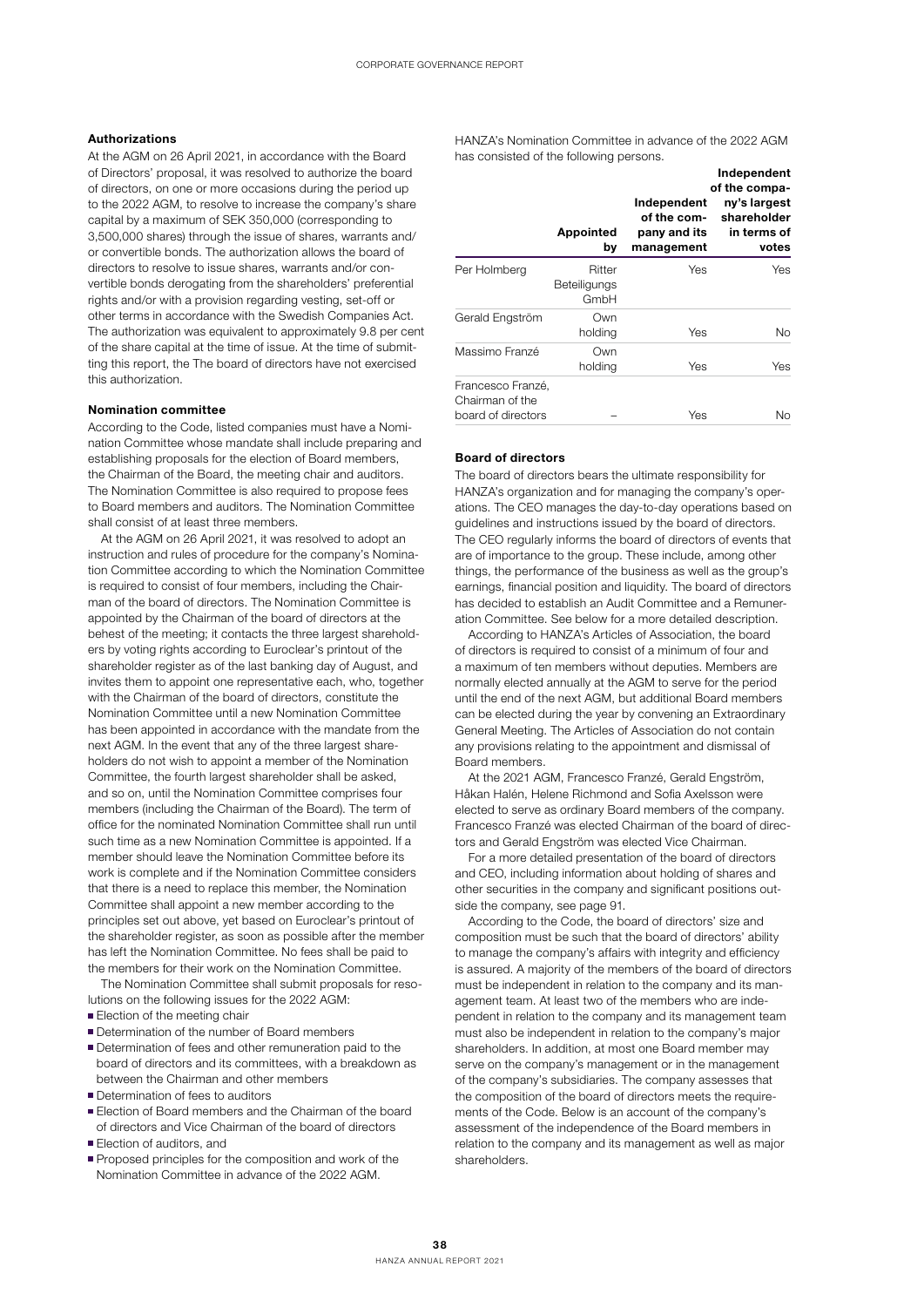### Authorizations

At the AGM on 26 April 2021, in accordance with the Board of Directors' proposal, it was resolved to authorize the board of directors, on one or more occasions during the period up to the 2022 AGM, to resolve to increase the company's share capital by a maximum of SEK 350,000 (corresponding to 3,500,000 shares) through the issue of shares, warrants and/or convertible bonds. The authorization allows the board of directors to resolve to issue shares, warrants and/or convertible bonds derogating from the shareholders' preferential rights and/or with a provision regarding vesting, set-off or other terms in accordance with the Swedish Companies Act. The authorization was equivalent to approximately 9.8 per cent of the share capital at the time of issue. At the time of submitting this report, the The board of directors have not exercised this authorization.

### Nomination committee

According to the Code, listed companies must have a Nomination Committee whose mandate shall include preparing and establishing proposals for the election of Board members, the Chairman of the Board, the meeting chair and auditors. The Nomination Committee is also required to propose fees to Board members and auditors. The Nomination Committee shall consist of at least three members.

At the AGM on 26 April 2021, it was resolved to adopt an instruction and rules of procedure for the company's Nomination Committee according to which the Nomination Committee is required to consist of four members, including the Chairman of the board of directors. The Nomination Committee is appointed by the Chairman of the board of directors at the behest of the meeting; it contacts the three largest shareholders by voting rights according to Euroclear's printout of the shareholder register as of the last banking day of August, and invites them to appoint one representative each, who, together with the Chairman of the board of directors, constitute the Nomination Committee until a new Nomination Committee has been appointed in accordance with the mandate from the next AGM. In the event that any of the three largest shareholders do not wish to appoint a member of the Nomination Committee, the fourth largest shareholder shall be asked, and so on, until the Nomination Committee comprises four members (including the Chairman of the Board). The term of office for the nominated Nomination Committee shall run until such time as a new Nomination Committee is appointed. If a member should leave the Nomination Committee before its work is complete and if the Nomination Committee considers that there is a need to replace this member, the Nomination Committee shall appoint a new member according to the principles set out above, yet based on Euroclear's printout of the shareholder register, as soon as possible after the member has left the Nomination Committee. No fees shall be paid to the members for their work on the Nomination Committee.

The Nomination Committee shall submit proposals for resolutions on the following issues for the 2022 AGM:

- Election of the meeting chair
- Determination of the number of Board members
- Determination of fees and other remuneration paid to the board of directors and its committees, with a breakdown as between the Chairman and other members
- Determination of fees to auditors
- Election of Board members and the Chairman of the board of directors and Vice Chairman of the board of directors
- Election of auditors, and
- Proposed principles for the composition and work of the Nomination Committee in advance of the 2022 AGM.

HANZA's Nomination Committee in advance of the 2022 AGM has consisted of the following persons.

| | Appointed by | Independent of the company and its management | Independent of the company's largest shareholder in terms of votes |
|---|---|---|---|
| Per Holmberg | Ritter Beteiligungs GmbH | Yes | Yes |
| Gerald Engström | Own holding | Yes | No |
| Massimo Franzé | Own holding | Yes | Yes |
| Francesco Franzé, Chairman of the board of directors | – | Yes | No |

### Board of directors

The board of directors bears the ultimate responsibility for HANZA's organization and for managing the company's operations. The CEO manages the day-to-day operations based on guidelines and instructions issued by the board of directors. The CEO regularly informs the board of directors of events that are of importance to the group. These include, among other things, the performance of the business as well as the group's earnings, financial position and liquidity. The board of directors has decided to establish an Audit Committee and a Remuneration Committee. See below for a more detailed description.

According to HANZA's Articles of Association, the board of directors is required to consist of a minimum of four and a maximum of ten members without deputies. Members are normally elected annually at the AGM to serve for the period until the end of the next AGM, but additional Board members can be elected during the year by convening an Extraordinary General Meeting. The Articles of Association do not contain any provisions relating to the appointment and dismissal of Board members.

At the 2021 AGM, Francesco Franzé, Gerald Engström, Håkan Halén, Helene Richmond and Sofia Axelsson were elected to serve as ordinary Board members of the company. Francesco Franzé was elected Chairman of the board of directors and Gerald Engström was elected Vice Chairman.

For a more detailed presentation of the board of directors and CEO, including information about holding of shares and other securities in the company and significant positions outside the company, see page 91.

According to the Code, the board of directors' size and composition must be such that the board of directors' ability to manage the company's affairs with integrity and efficiency is assured. A majority of the members of the board of directors must be independent in relation to the company and its management team. At least two of the members who are independent in relation to the company and its management team must also be independent in relation to the company's major shareholders. In addition, at most one Board member may serve on the company's management or in the management of the company's subsidiaries. The company assesses that the composition of the board of directors meets the requirements of the Code. Below is an account of the company's assessment of the independence of the Board members in relation to the company and its management as well as major shareholders.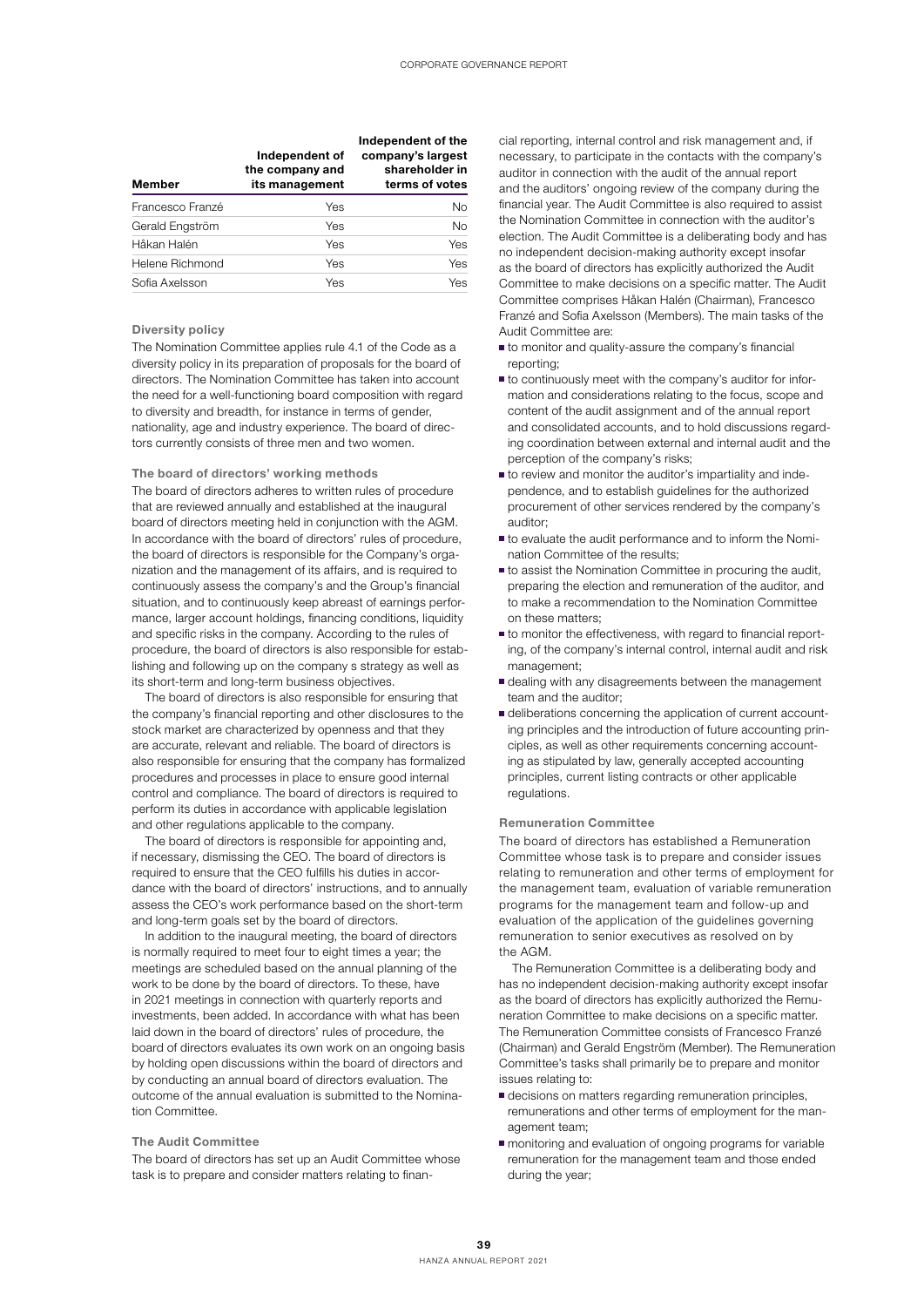| Member | Independent of the company and its management | Independent of the company's largest shareholder in terms of votes |
|---|---|---|
| Francesco Franzé | Yes | No |
| Gerald Engström | Yes | No |
| Håkan Halén | Yes | Yes |
| Helene Richmond | Yes | Yes |
| Sofia Axelsson | Yes | Yes |

### Diversity policy

The Nomination Committee applies rule 4.1 of the Code as a diversity policy in its preparation of proposals for the board of directors. The Nomination Committee has taken into account the need for a well-functioning board composition with regard to diversity and breadth, for instance in terms of gender, nationality, age and industry experience. The board of directors currently consists of three men and two women.

### The board of directors' working methods

The board of directors adheres to written rules of procedure that are reviewed annually and established at the inaugural board of directors meeting held in conjunction with the AGM. In accordance with the board of directors' rules of procedure, the board of directors is responsible for the Company's organization and the management of its affairs, and is required to continuously assess the company's and the Group's financial situation, and to continuously keep abreast of earnings performance, larger account holdings, financing conditions, liquidity and specific risks in the company. According to the rules of procedure, the board of directors is also responsible for establishing and following up on the company s strategy as well as its short-term and long-term business objectives.

The board of directors is also responsible for ensuring that the company's financial reporting and other disclosures to the stock market are characterized by openness and that they are accurate, relevant and reliable. The board of directors is also responsible for ensuring that the company has formalized procedures and processes in place to ensure good internal control and compliance. The board of directors is required to perform its duties in accordance with applicable legislation and other regulations applicable to the company.

The board of directors is responsible for appointing and, if necessary, dismissing the CEO. The board of directors is required to ensure that the CEO fulfills his duties in accordance with the board of directors' instructions, and to annually assess the CEO's work performance based on the short-term and long-term goals set by the board of directors.

In addition to the inaugural meeting, the board of directors is normally required to meet four to eight times a year; the meetings are scheduled based on the annual planning of the work to be done by the board of directors. To these, have in 2021 meetings in connection with quarterly reports and investments, been added. In accordance with what has been laid down in the board of directors' rules of procedure, the board of directors evaluates its own work on an ongoing basis by holding open discussions within the board of directors and by conducting an annual board of directors evaluation. The outcome of the annual evaluation is submitted to the Nomination Committee.

### The Audit Committee

The board of directors has set up an Audit Committee whose task is to prepare and consider matters relating to financial reporting, internal control and risk management and, if necessary, to participate in the contacts with the company's auditor in connection with the audit of the annual report and the auditors' ongoing review of the company during the financial year. The Audit Committee is also required to assist the Nomination Committee in connection with the auditor's election. The Audit Committee is a deliberating body and has no independent decision-making authority except insofar as the board of directors has explicitly authorized the Audit Committee to make decisions on a specific matter. The Audit Committee comprises Håkan Halén (Chairman), Francesco Franzé and Sofia Axelsson (Members). The main tasks of the Audit Committee are:

- to monitor and quality-assure the company's financial reporting;
- to continuously meet with the company's auditor for information and considerations relating to the focus, scope and content of the audit assignment and of the annual report and consolidated accounts, and to hold discussions regarding coordination between external and internal audit and the perception of the company's risks;
- to review and monitor the auditor's impartiality and independence, and to establish guidelines for the authorized procurement of other services rendered by the company's auditor;
- to evaluate the audit performance and to inform the Nomination Committee of the results;
- to assist the Nomination Committee in procuring the audit, preparing the election and remuneration of the auditor, and to make a recommendation to the Nomination Committee on these matters;
- to monitor the effectiveness, with regard to financial reporting, of the company's internal control, internal audit and risk management;
- dealing with any disagreements between the management team and the auditor;
- deliberations concerning the application of current accounting principles and the introduction of future accounting principles, as well as other requirements concerning accounting as stipulated by law, generally accepted accounting principles, current listing contracts or other applicable regulations.

### Remuneration Committee

The board of directors has established a Remuneration Committee whose task is to prepare and consider issues relating to remuneration and other terms of employment for the management team, evaluation of variable remuneration programs for the management team and follow-up and evaluation of the application of the guidelines governing remuneration to senior executives as resolved on by the AGM.

The Remuneration Committee is a deliberating body and has no independent decision-making authority except insofar as the board of directors has explicitly authorized the Remuneration Committee to make decisions on a specific matter. The Remuneration Committee consists of Francesco Franzé (Chairman) and Gerald Engström (Member). The Remuneration Committee's tasks shall primarily be to prepare and monitor issues relating to:

- decisions on matters regarding remuneration principles, remunerations and other terms of employment for the management team;
- monitoring and evaluation of ongoing programs for variable remuneration for the management team and those ended during the year;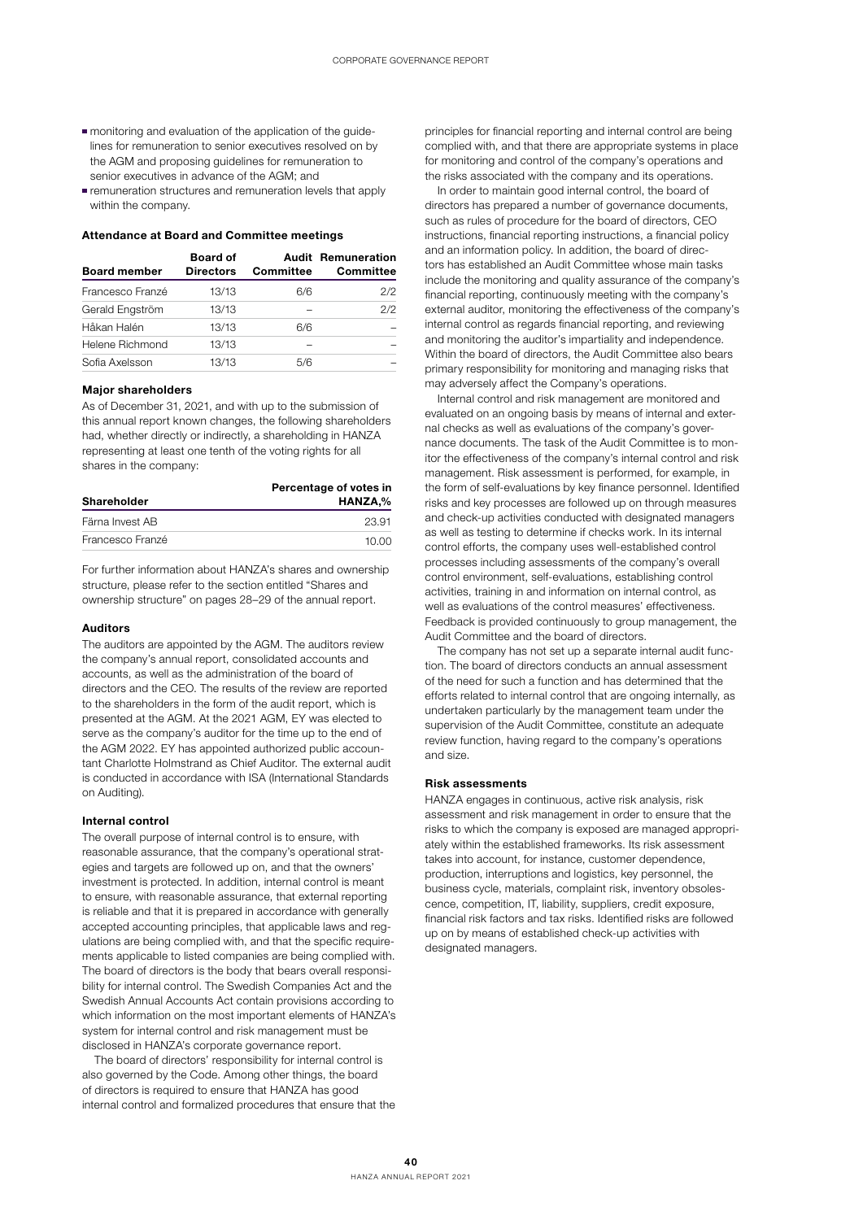- monitoring and evaluation of the application of the guidelines for remuneration to senior executives resolved on by the AGM and proposing guidelines for remuneration to senior executives in advance of the AGM; and
- remuneration structures and remuneration levels that apply within the company.

#### Attendance at Board and Committee meetings

| Board member | Board of Directors | Audit Committee | Remuneration Committee |
|---|---|---|---|
| Francesco Franzé | 13/13 | 6/6 | 2/2 |
| Gerald Engström | 13/13 | – | 2/2 |
| Håkan Halén | 13/13 | 6/6 | – |
| Helene Richmond | 13/13 | – | – |
| Sofia Axelsson | 13/13 | 5/6 | – |

#### Major shareholders

As of December 31, 2021, and with up to the submission of this annual report known changes, the following shareholders had, whether directly or indirectly, a shareholding in HANZA representing at least one tenth of the voting rights for all shares in the company:

| Shareholder | Percentage of votes in HANZA,% |
|---|---|
| Färna Invest AB | 23.91 |
| Francesco Franzé | 10.00 |

For further information about HANZA's shares and ownership structure, please refer to the section entitled "Shares and ownership structure" on pages 28–29 of the annual report.

#### Auditors

The auditors are appointed by the AGM. The auditors review the company's annual report, consolidated accounts and accounts, as well as the administration of the board of directors and the CEO. The results of the review are reported to the shareholders in the form of the audit report, which is presented at the AGM. At the 2021 AGM, EY was elected to serve as the company's auditor for the time up to the end of the AGM 2022. EY has appointed authorized public accountant Charlotte Holmstrand as Chief Auditor. The external audit is conducted in accordance with ISA (International Standards on Auditing).

#### Internal control

The overall purpose of internal control is to ensure, with reasonable assurance, that the company's operational strategies and targets are followed up on, and that the owners' investment is protected. In addition, internal control is meant to ensure, with reasonable assurance, that external reporting is reliable and that it is prepared in accordance with generally accepted accounting principles, that applicable laws and regulations are being complied with, and that the specific requirements applicable to listed companies are being complied with. The board of directors is the body that bears overall responsibility for internal control. The Swedish Companies Act and the Swedish Annual Accounts Act contain provisions according to which information on the most important elements of HANZA's system for internal control and risk management must be disclosed in HANZA's corporate governance report.

The board of directors' responsibility for internal control is also governed by the Code. Among other things, the board of directors is required to ensure that HANZA has good internal control and formalized procedures that ensure that the principles for financial reporting and internal control are being complied with, and that there are appropriate systems in place for monitoring and control of the company's operations and the risks associated with the company and its operations.

In order to maintain good internal control, the board of directors has prepared a number of governance documents, such as rules of procedure for the board of directors, CEO instructions, financial reporting instructions, a financial policy and an information policy. In addition, the board of directors has established an Audit Committee whose main tasks include the monitoring and quality assurance of the company's financial reporting, continuously meeting with the company's external auditor, monitoring the effectiveness of the company's internal control as regards financial reporting, and reviewing and monitoring the auditor's impartiality and independence. Within the board of directors, the Audit Committee also bears primary responsibility for monitoring and managing risks that may adversely affect the Company's operations.

Internal control and risk management are monitored and evaluated on an ongoing basis by means of internal and external checks as well as evaluations of the company's governance documents. The task of the Audit Committee is to monitor the effectiveness of the company's internal control and risk management. Risk assessment is performed, for example, in the form of self-evaluations by key finance personnel. Identified risks and key processes are followed up on through measures and check-up activities conducted with designated managers as well as testing to determine if checks work. In its internal control efforts, the company uses well-established control processes including assessments of the company's overall control environment, self-evaluations, establishing control activities, training in and information on internal control, as well as evaluations of the control measures' effectiveness. Feedback is provided continuously to group management, the Audit Committee and the board of directors.

The company has not set up a separate internal audit function. The board of directors conducts an annual assessment of the need for such a function and has determined that the efforts related to internal control that are ongoing internally, as undertaken particularly by the management team under the supervision of the Audit Committee, constitute an adequate review function, having regard to the company's operations and size.

#### Risk assessments

HANZA engages in continuous, active risk analysis, risk assessment and risk management in order to ensure that the risks to which the company is exposed are managed appropriately within the established frameworks. Its risk assessment takes into account, for instance, customer dependence, production, interruptions and logistics, key personnel, the business cycle, materials, complaint risk, inventory obsolescence, competition, IT, liability, suppliers, credit exposure, financial risk factors and tax risks. Identified risks are followed up on by means of established check-up activities with designated managers.